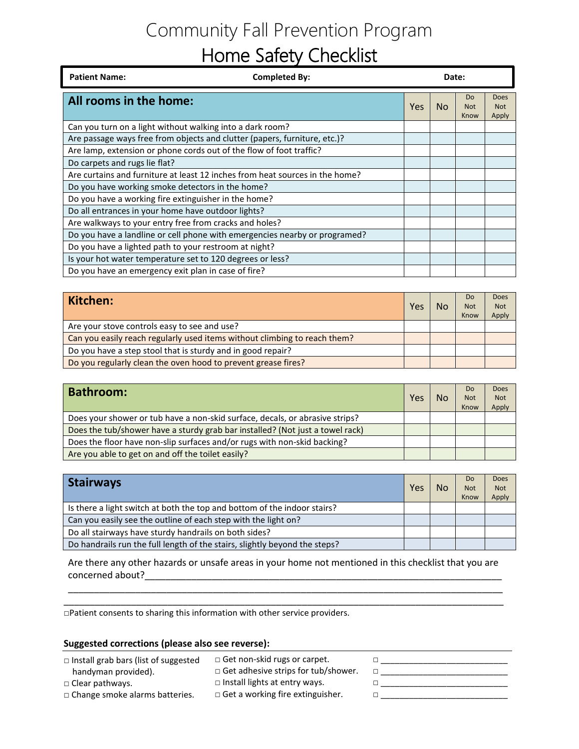# Community Fall Prevention Program

## Home Safety Checklist

**Patient Name:** **Completed By:** **Date:**

| **All rooms in the home:** | Yes | No | Do Not Know | Does Not Apply |
|---|---|---|---|---|
| Can you turn on a light without walking into a dark room? | | | | |
| Are passage ways free from objects and clutter (papers, furniture, etc.)? | | | | |
| Are lamp, extension or phone cords out of the flow of foot traffic? | | | | |
| Do carpets and rugs lie flat? | | | | |
| Are curtains and furniture at least 12 inches from heat sources in the home? | | | | |
| Do you have working smoke detectors in the home? | | | | |
| Do you have a working fire extinguisher in the home? | | | | |
| Do all entrances in your home have outdoor lights? | | | | |
| Are walkways to your entry free from cracks and holes? | | | | |
| Do you have a landline or cell phone with emergencies nearby or programed? | | | | |
| Do you have a lighted path to your restroom at night? | | | | |
| Is your hot water temperature set to 120 degrees or less? | | | | |
| Do you have an emergency exit plan in case of fire? | | | | |

| **Kitchen:** | Yes | No | Do Not Know | Does Not Apply |
|---|---|---|---|---|
| Are your stove controls easy to see and use? | | | | |
| Can you easily reach regularly used items without climbing to reach them? | | | | |
| Do you have a step stool that is sturdy and in good repair? | | | | |
| Do you regularly clean the oven hood to prevent grease fires? | | | | |

| **Bathroom:** | Yes | No | Do Not Know | Does Not Apply |
|---|---|---|---|---|
| Does your shower or tub have a non-skid surface, decals, or abrasive strips? | | | | |
| Does the tub/shower have a sturdy grab bar installed? (Not just a towel rack) | | | | |
| Does the floor have non-slip surfaces and/or rugs with non-skid backing? | | | | |
| Are you able to get on and off the toilet easily? | | | | |

| **Stairways** | Yes | No | Do Not Know | Does Not Apply |
|---|---|---|---|---|
| Is there a light switch at both the top and bottom of the indoor stairs? | | | | |
| Can you easily see the outline of each step with the light on? | | | | |
| Do all stairways have sturdy handrails on both sides? | | | | |
| Do handrails run the full length of the stairs, slightly beyond the steps? | | | | |

Are there any other hazards or unsafe areas in your home not mentioned in this checklist that you are concerned about?________________________________________________________________________

________________________________________________________________________________________

________________________________________________________________________________________

□ Patient consents to sharing this information with other service providers.

**Suggested corrections (please also see reverse):**

- □ Install grab bars (list of suggested handyman provided).
- □ Clear pathways.
- □ Change smoke alarms batteries.
- □ Get non-skid rugs or carpet.
- □ Get adhesive strips for tub/shower.
- □ Install lights at entry ways.
- □ Get a working fire extinguisher.
- □ ___________________________
- □ ___________________________
- □ ___________________________
- □ ___________________________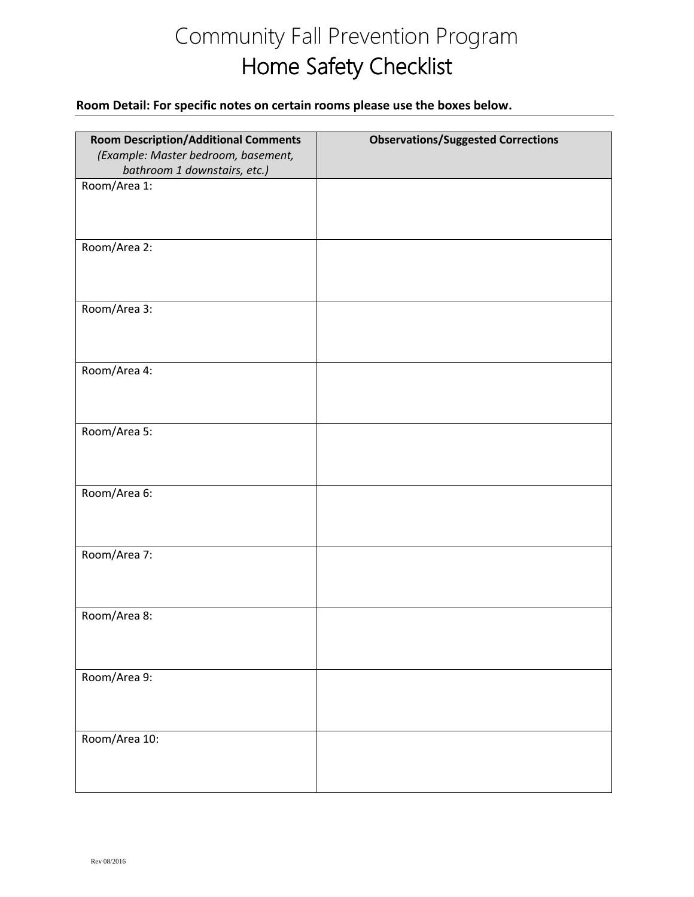# Community Fall Prevention Program

## Home Safety Checklist

**Room Detail: For specific notes on certain rooms please use the boxes below.**

| **Room Description/Additional Comments** *(Example: Master bedroom, basement, bathroom 1 downstairs, etc.)* | **Observations/Suggested Corrections** |
|---|---|
| Room/Area 1: | |
| Room/Area 2: | |
| Room/Area 3: | |
| Room/Area 4: | |
| Room/Area 5: | |
| Room/Area 6: | |
| Room/Area 7: | |
| Room/Area 8: | |
| Room/Area 9: | |
| Room/Area 10: | |

Rev 08/2016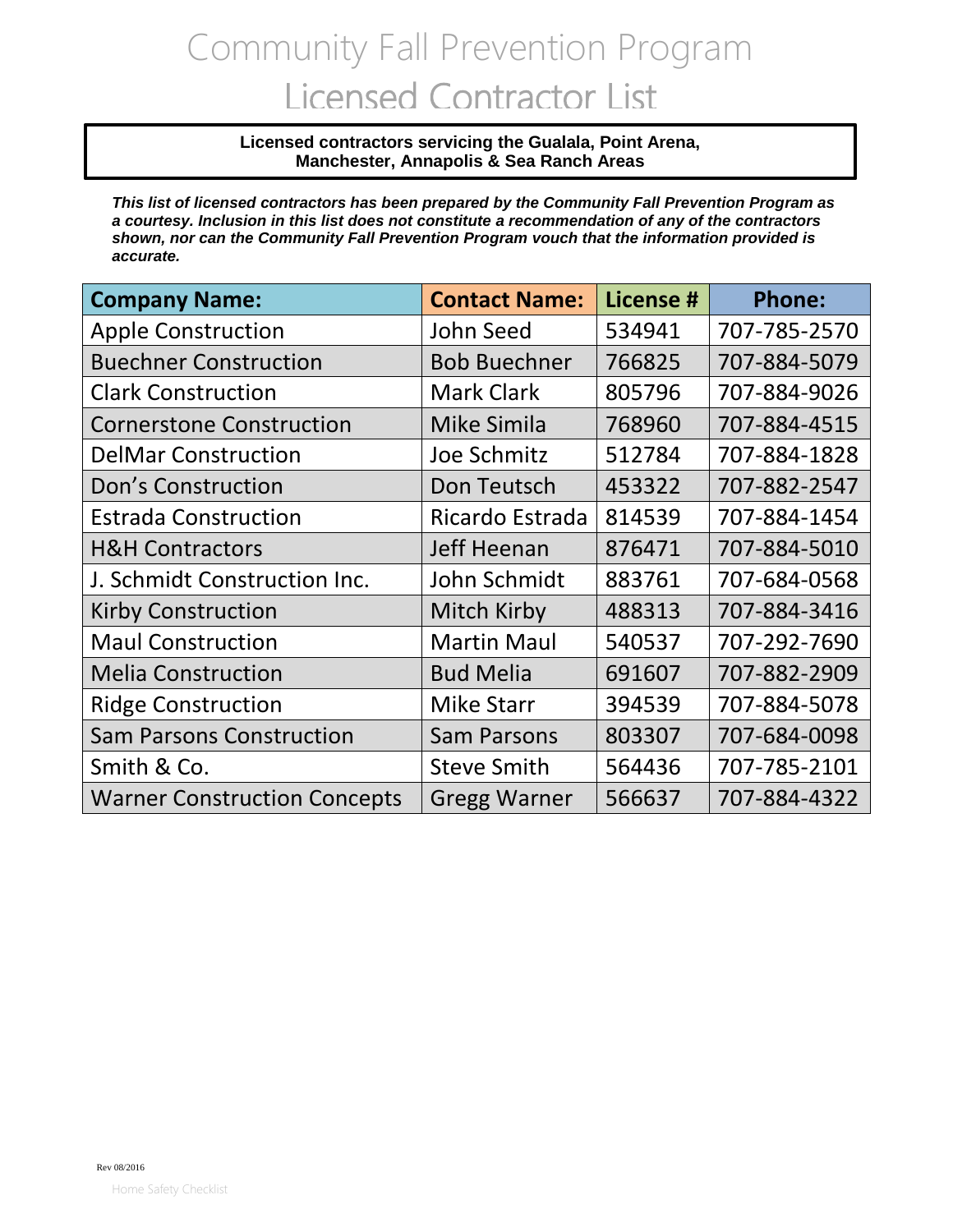# Community Fall Prevention Program
## Licensed Contractor List

**Licensed contractors servicing the Gualala, Point Arena, Manchester, Annapolis & Sea Ranch Areas**

***This list of licensed contractors has been prepared by the Community Fall Prevention Program as a courtesy. Inclusion in this list does not constitute a recommendation of any of the contractors shown, nor can the Community Fall Prevention Program vouch that the information provided is accurate.***

| Company Name: | Contact Name: | License # | Phone: |
|---|---|---|---|
| Apple Construction | John Seed | 534941 | 707-785-2570 |
| Buechner Construction | Bob Buechner | 766825 | 707-884-5079 |
| Clark Construction | Mark Clark | 805796 | 707-884-9026 |
| Cornerstone Construction | Mike Simila | 768960 | 707-884-4515 |
| DelMar Construction | Joe Schmitz | 512784 | 707-884-1828 |
| Don's Construction | Don Teutsch | 453322 | 707-882-2547 |
| Estrada Construction | Ricardo Estrada | 814539 | 707-884-1454 |
| H&H Contractors | Jeff Heenan | 876471 | 707-884-5010 |
| J. Schmidt Construction Inc. | John Schmidt | 883761 | 707-684-0568 |
| Kirby Construction | Mitch Kirby | 488313 | 707-884-3416 |
| Maul Construction | Martin Maul | 540537 | 707-292-7690 |
| Melia Construction | Bud Melia | 691607 | 707-882-2909 |
| Ridge Construction | Mike Starr | 394539 | 707-884-5078 |
| Sam Parsons Construction | Sam Parsons | 803307 | 707-684-0098 |
| Smith & Co. | Steve Smith | 564436 | 707-785-2101 |
| Warner Construction Concepts | Gregg Warner | 566637 | 707-884-4322 |

Rev 08/2016